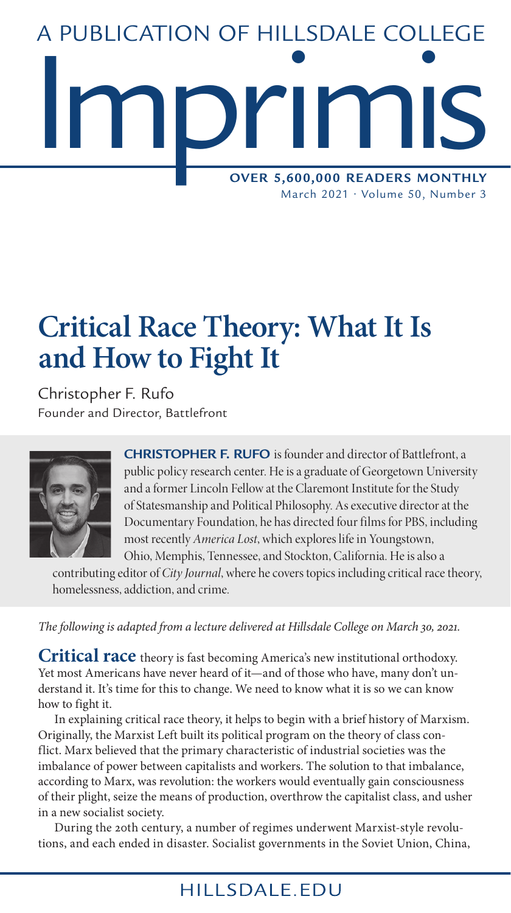A PUBLICATION OF HILLSDALE COLLEGE

# Imprimis

**OVER 5,600,000 READERS MONTHLY**

# Critical Race Theory: What It Is and How to Fight It

Christopher F. Rufo
Founder and Director, Battlefront

**CHRISTOPHER F. RUFO** is founder and director of Battlefront, a public policy research center. He is a graduate of Georgetown University and a former Lincoln Fellow at the Claremont Institute for the Study of Statesmanship and Political Philosophy. As executive director at the Documentary Foundation, he has directed four films for PBS, including most recently *America Lost*, which explores life in Youngstown, Ohio, Memphis, Tennessee, and Stockton, California. He is also a contributing editor of *City Journal*, where he covers topics including critical race theory, homelessness, addiction, and crime.

*The following is adapted from a lecture delivered at Hillsdale College on March 30, 2021.*

**Critical race** theory is fast becoming America's new institutional orthodoxy. Yet most Americans have never heard of it—and of those who have, many don't understand it. It's time for this to change. We need to know what it is so we can know how to fight it.

In explaining critical race theory, it helps to begin with a brief history of Marxism. Originally, the Marxist Left built its political program on the theory of class conflict. Marx believed that the primary characteristic of industrial societies was the imbalance of power between capitalists and workers. The solution to that imbalance, according to Marx, was revolution: the workers would eventually gain consciousness of their plight, seize the means of production, overthrow the capitalist class, and usher in a new socialist society.

During the 20th century, a number of regimes underwent Marxist-style revolutions, and each ended in disaster. Socialist governments in the Soviet Union, China,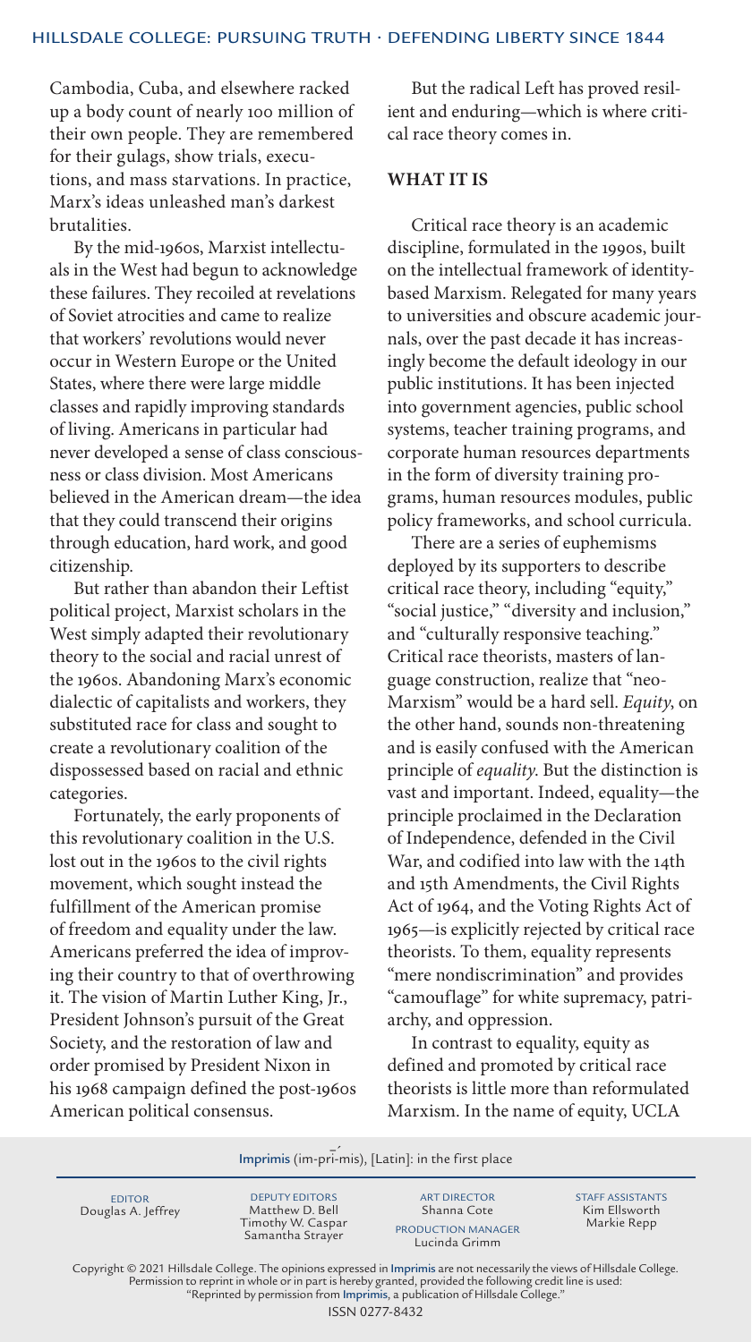Cambodia, Cuba, and elsewhere racked up a body count of nearly 100 million of their own people. They are remembered for their gulags, show trials, executions, and mass starvations. In practice, Marx's ideas unleashed man's darkest brutalities.

By the mid-1960s, Marxist intellectuals in the West had begun to acknowledge these failures. They recoiled at revelations of Soviet atrocities and came to realize that workers' revolutions would never occur in Western Europe or the United States, where there were large middle classes and rapidly improving standards of living. Americans in particular had never developed a sense of class consciousness or class division. Most Americans believed in the American dream—the idea that they could transcend their origins through education, hard work, and good citizenship.

But rather than abandon their Leftist political project, Marxist scholars in the West simply adapted their revolutionary theory to the social and racial unrest of the 1960s. Abandoning Marx's economic dialectic of capitalists and workers, they substituted race for class and sought to create a revolutionary coalition of the dispossessed based on racial and ethnic categories.

Fortunately, the early proponents of this revolutionary coalition in the U.S. lost out in the 1960s to the civil rights movement, which sought instead the fulfillment of the American promise of freedom and equality under the law. Americans preferred the idea of improving their country to that of overthrowing it. The vision of Martin Luther King, Jr., President Johnson's pursuit of the Great Society, and the restoration of law and order promised by President Nixon in his 1968 campaign defined the post-1960s American political consensus.

But the radical Left has proved resilient and enduring—which is where critical race theory comes in.

## WHAT IT IS

Critical race theory is an academic discipline, formulated in the 1990s, built on the intellectual framework of identity-based Marxism. Relegated for many years to universities and obscure academic journals, over the past decade it has increasingly become the default ideology in our public institutions. It has been injected into government agencies, public school systems, teacher training programs, and corporate human resources departments in the form of diversity training programs, human resources modules, public policy frameworks, and school curricula.

There are a series of euphemisms deployed by its supporters to describe critical race theory, including "equity," "social justice," "diversity and inclusion," and "culturally responsive teaching." Critical race theorists, masters of language construction, realize that "neo-Marxism" would be a hard sell. *Equity*, on the other hand, sounds non-threatening and is easily confused with the American principle of *equality*. But the distinction is vast and important. Indeed, equality—the principle proclaimed in the Declaration of Independence, defended in the Civil War, and codified into law with the 14th and 15th Amendments, the Civil Rights Act of 1964, and the Voting Rights Act of 1965—is explicitly rejected by critical race theorists. To them, equality represents "mere nondiscrimination" and provides "camouflage" for white supremacy, patriarchy, and oppression.

In contrast to equality, equity as defined and promoted by critical race theorists is little more than reformulated Marxism. In the name of equity, UCLA

Imprimis (im-prī-mis), [Latin]: in the first place

EDITOR
Douglas A. Jeffrey

DEPUTY EDITORS
Matthew D. Bell
Timothy W. Caspar
Samantha Strayer

ART DIRECTOR
Shanna Cote

PRODUCTION MANAGER
Lucinda Grimm

STAFF ASSISTANTS
Kim Ellsworth
Markie Repp

Copyright © 2021 Hillsdale College. The opinions expressed in Imprimis are not necessarily the views of Hillsdale College. Permission to reprint in whole or in part is hereby granted, provided the following credit line is used: "Reprinted by permission from Imprimis, a publication of Hillsdale College."

ISSN 0277-8432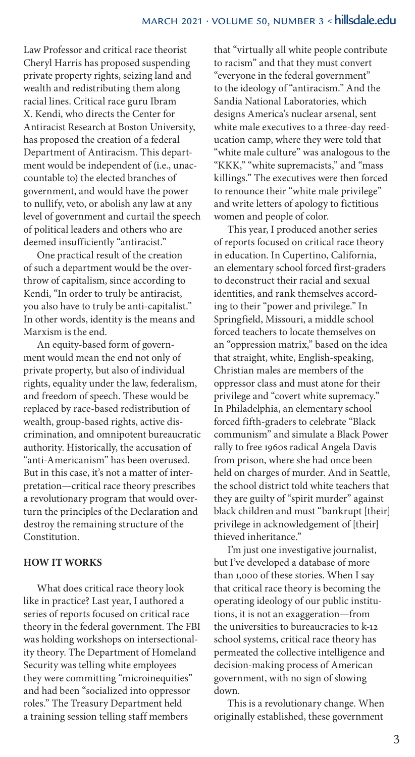Law Professor and critical race theorist Cheryl Harris has proposed suspending private property rights, seizing land and wealth and redistributing them along racial lines. Critical race guru Ibram X. Kendi, who directs the Center for Antiracist Research at Boston University, has proposed the creation of a federal Department of Antiracism. This department would be independent of (i.e., unaccountable to) the elected branches of government, and would have the power to nullify, veto, or abolish any law at any level of government and curtail the speech of political leaders and others who are deemed insufficiently "antiracist."

One practical result of the creation of such a department would be the overthrow of capitalism, since according to Kendi, "In order to truly be antiracist, you also have to truly be anti-capitalist." In other words, identity is the means and Marxism is the end.

An equity-based form of government would mean the end not only of private property, but also of individual rights, equality under the law, federalism, and freedom of speech. These would be replaced by race-based redistribution of wealth, group-based rights, active discrimination, and omnipotent bureaucratic authority. Historically, the accusation of "anti-Americanism" has been overused. But in this case, it's not a matter of interpretation—critical race theory prescribes a revolutionary program that would overturn the principles of the Declaration and destroy the remaining structure of the Constitution.

## HOW IT WORKS

What does critical race theory look like in practice? Last year, I authored a series of reports focused on critical race theory in the federal government. The FBI was holding workshops on intersectionality theory. The Department of Homeland Security was telling white employees they were committing "microinequities" and had been "socialized into oppressor roles." The Treasury Department held a training session telling staff members that "virtually all white people contribute to racism" and that they must convert "everyone in the federal government" to the ideology of "antiracism." And the Sandia National Laboratories, which designs America's nuclear arsenal, sent white male executives to a three-day reeducation camp, where they were told that "white male culture" was analogous to the "KKK," "white supremacists," and "mass killings." The executives were then forced to renounce their "white male privilege" and write letters of apology to fictitious women and people of color.

This year, I produced another series of reports focused on critical race theory in education. In Cupertino, California, an elementary school forced first-graders to deconstruct their racial and sexual identities, and rank themselves according to their "power and privilege." In Springfield, Missouri, a middle school forced teachers to locate themselves on an "oppression matrix," based on the idea that straight, white, English-speaking, Christian males are members of the oppressor class and must atone for their privilege and "covert white supremacy." In Philadelphia, an elementary school forced fifth-graders to celebrate "Black communism" and simulate a Black Power rally to free 1960s radical Angela Davis from prison, where she had once been held on charges of murder. And in Seattle, the school district told white teachers that they are guilty of "spirit murder" against black children and must "bankrupt [their] privilege in acknowledgement of [their] thieved inheritance."

I'm just one investigative journalist, but I've developed a database of more than 1,000 of these stories. When I say that critical race theory is becoming the operating ideology of our public institutions, it is not an exaggeration—from the universities to bureaucracies to k-12 school systems, critical race theory has permeated the collective intelligence and decision-making process of American government, with no sign of slowing down.

This is a revolutionary change. When originally established, these government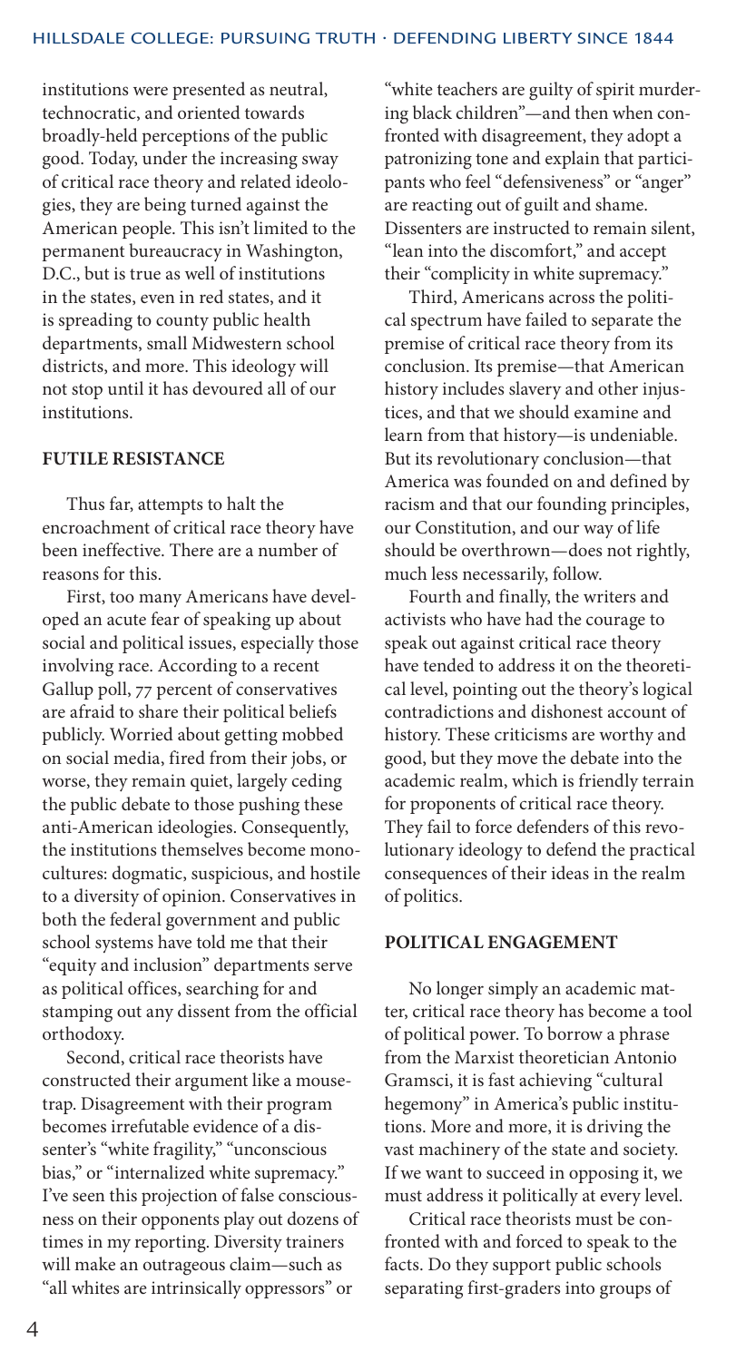institutions were presented as neutral, technocratic, and oriented towards broadly-held perceptions of the public good. Today, under the increasing sway of critical race theory and related ideologies, they are being turned against the American people. This isn't limited to the permanent bureaucracy in Washington, D.C., but is true as well of institutions in the states, even in red states, and it is spreading to county public health departments, small Midwestern school districts, and more. This ideology will not stop until it has devoured all of our institutions.

## FUTILE RESISTANCE

Thus far, attempts to halt the encroachment of critical race theory have been ineffective. There are a number of reasons for this.

First, too many Americans have developed an acute fear of speaking up about social and political issues, especially those involving race. According to a recent Gallup poll, 77 percent of conservatives are afraid to share their political beliefs publicly. Worried about getting mobbed on social media, fired from their jobs, or worse, they remain quiet, largely ceding the public debate to those pushing these anti-American ideologies. Consequently, the institutions themselves become monocultures: dogmatic, suspicious, and hostile to a diversity of opinion. Conservatives in both the federal government and public school systems have told me that their "equity and inclusion" departments serve as political offices, searching for and stamping out any dissent from the official orthodoxy.

Second, critical race theorists have constructed their argument like a mousetrap. Disagreement with their program becomes irrefutable evidence of a dissenter's "white fragility," "unconscious bias," or "internalized white supremacy." I've seen this projection of false consciousness on their opponents play out dozens of times in my reporting. Diversity trainers will make an outrageous claim—such as "all whites are intrinsically oppressors" or "white teachers are guilty of spirit murdering black children"—and then when confronted with disagreement, they adopt a patronizing tone and explain that participants who feel "defensiveness" or "anger" are reacting out of guilt and shame. Dissenters are instructed to remain silent, "lean into the discomfort," and accept their "complicity in white supremacy."

Third, Americans across the political spectrum have failed to separate the premise of critical race theory from its conclusion. Its premise—that American history includes slavery and other injustices, and that we should examine and learn from that history—is undeniable. But its revolutionary conclusion—that America was founded on and defined by racism and that our founding principles, our Constitution, and our way of life should be overthrown—does not rightly, much less necessarily, follow.

Fourth and finally, the writers and activists who have had the courage to speak out against critical race theory have tended to address it on the theoretical level, pointing out the theory's logical contradictions and dishonest account of history. These criticisms are worthy and good, but they move the debate into the academic realm, which is friendly terrain for proponents of critical race theory. They fail to force defenders of this revolutionary ideology to defend the practical consequences of their ideas in the realm of politics.

## POLITICAL ENGAGEMENT

No longer simply an academic matter, critical race theory has become a tool of political power. To borrow a phrase from the Marxist theoretician Antonio Gramsci, it is fast achieving "cultural hegemony" in America's public institutions. More and more, it is driving the vast machinery of the state and society. If we want to succeed in opposing it, we must address it politically at every level.

Critical race theorists must be confronted with and forced to speak to the facts. Do they support public schools separating first-graders into groups of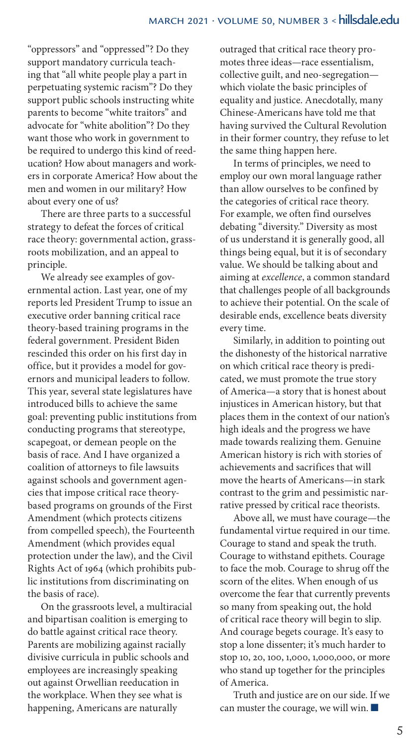"oppressors" and "oppressed"? Do they support mandatory curricula teaching that "all white people play a part in perpetuating systemic racism"? Do they support public schools instructing white parents to become "white traitors" and advocate for "white abolition"? Do they want those who work in government to be required to undergo this kind of reeducation? How about managers and workers in corporate America? How about the men and women in our military? How about every one of us?

There are three parts to a successful strategy to defeat the forces of critical race theory: governmental action, grassroots mobilization, and an appeal to principle.

We already see examples of governmental action. Last year, one of my reports led President Trump to issue an executive order banning critical race theory-based training programs in the federal government. President Biden rescinded this order on his first day in office, but it provides a model for governors and municipal leaders to follow. This year, several state legislatures have introduced bills to achieve the same goal: preventing public institutions from conducting programs that stereotype, scapegoat, or demean people on the basis of race. And I have organized a coalition of attorneys to file lawsuits against schools and government agencies that impose critical race theory-based programs on grounds of the First Amendment (which protects citizens from compelled speech), the Fourteenth Amendment (which provides equal protection under the law), and the Civil Rights Act of 1964 (which prohibits public institutions from discriminating on the basis of race).

On the grassroots level, a multiracial and bipartisan coalition is emerging to do battle against critical race theory. Parents are mobilizing against racially divisive curricula in public schools and employees are increasingly speaking out against Orwellian reeducation in the workplace. When they see what is happening, Americans are naturally outraged that critical race theory promotes three ideas—race essentialism, collective guilt, and neo-segregation—which violate the basic principles of equality and justice. Anecdotally, many Chinese-Americans have told me that having survived the Cultural Revolution in their former country, they refuse to let the same thing happen here.

In terms of principles, we need to employ our own moral language rather than allow ourselves to be confined by the categories of critical race theory. For example, we often find ourselves debating "diversity." Diversity as most of us understand it is generally good, all things being equal, but it is of secondary value. We should be talking about and aiming at *excellence*, a common standard that challenges people of all backgrounds to achieve their potential. On the scale of desirable ends, excellence beats diversity every time.

Similarly, in addition to pointing out the dishonesty of the historical narrative on which critical race theory is predicated, we must promote the true story of America—a story that is honest about injustices in American history, but that places them in the context of our nation's high ideals and the progress we have made towards realizing them. Genuine American history is rich with stories of achievements and sacrifices that will move the hearts of Americans—in stark contrast to the grim and pessimistic narrative pressed by critical race theorists.

Above all, we must have courage—the fundamental virtue required in our time. Courage to stand and speak the truth. Courage to withstand epithets. Courage to face the mob. Courage to shrug off the scorn of the elites. When enough of us overcome the fear that currently prevents so many from speaking out, the hold of critical race theory will begin to slip. And courage begets courage. It's easy to stop a lone dissenter; it's much harder to stop 10, 20, 100, 1,000, 1,000,000, or more who stand up together for the principles of America.

Truth and justice are on our side. If we can muster the courage, we will win. ■